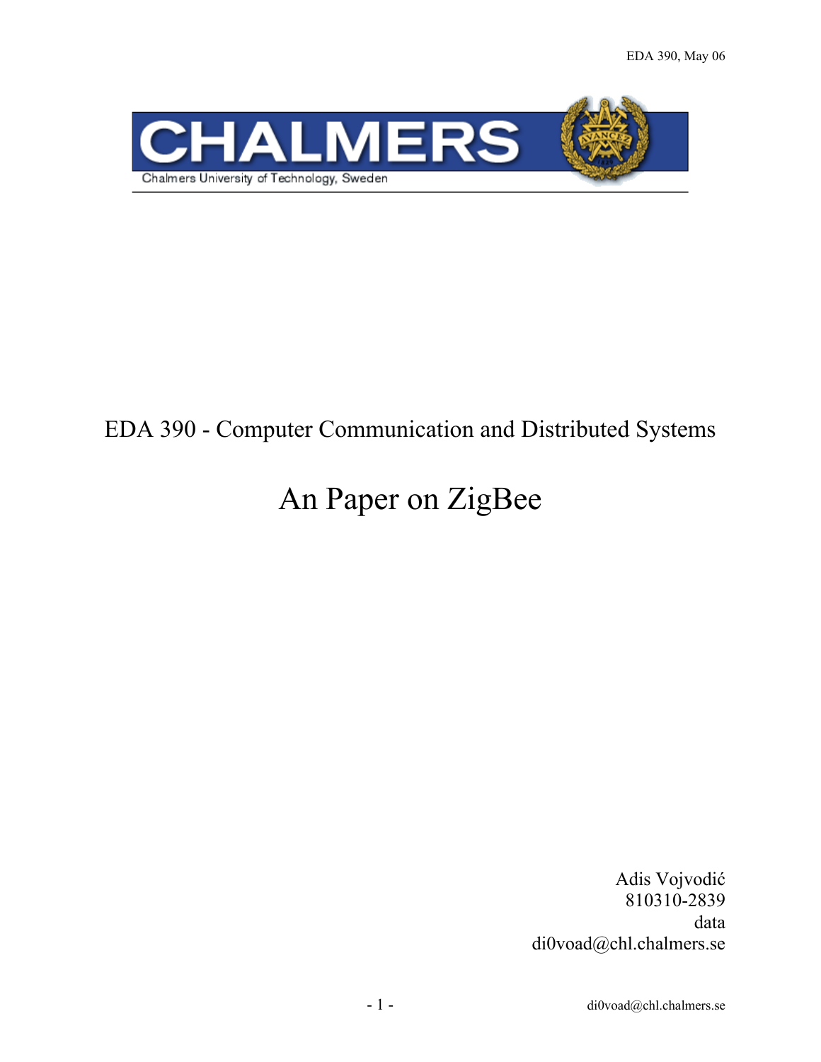EDA 390, May 06

CHALMERS

Chalmers University of Technology, Sweden

EDA 390 - Computer Communication and Distributed Systems

# An Paper on ZigBee

Adis Vojvodić
810310-2839
data
di0voad@chl.chalmers.se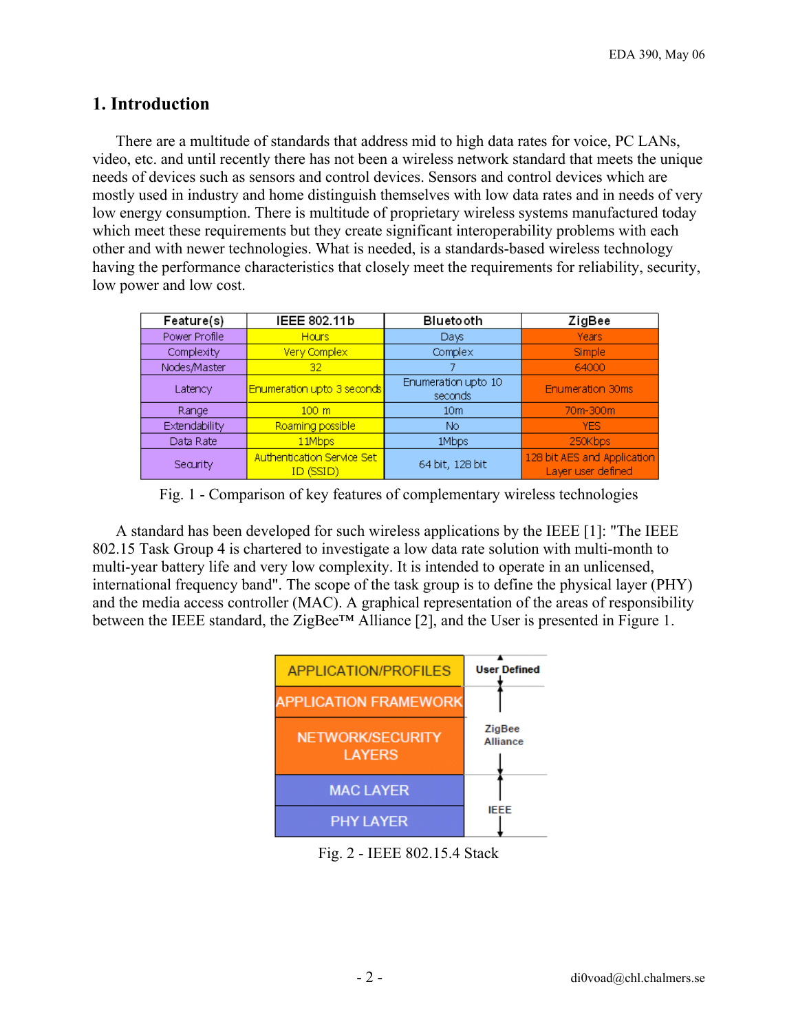## 1. Introduction

There are a multitude of standards that address mid to high data rates for voice, PC LANs, video, etc. and until recently there has not been a wireless network standard that meets the unique needs of devices such as sensors and control devices. Sensors and control devices which are mostly used in industry and home distinguish themselves with low data rates and in needs of very low energy consumption. There is multitude of proprietary wireless systems manufactured today which meet these requirements but they create significant interoperability problems with each other and with newer technologies. What is needed, is a standards-based wireless technology having the performance characteristics that closely meet the requirements for reliability, security, low power and low cost.

| Feature(s) | IEEE 802.11b | Bluetooth | ZigBee |
|---|---|---|---|
| Power Profile | Hours | Days | Years |
| Complexity | Very Complex | Complex | Simple |
| Nodes/Master | 32 | 7 | 64000 |
| Latency | Enumeration upto 3 seconds | Enumeration upto 10 seconds | Enumeration 30ms |
| Range | 100 m | 10m | 70m-300m |
| Extendability | Roaming possible | No | YES |
| Data Rate | 11Mbps | 1Mbps | 250Kbps |
| Security | Authentication Service Set ID (SSID) | 64 bit, 128 bit | 128 bit AES and Application Layer user defined |

Fig. 1 - Comparison of key features of complementary wireless technologies

A standard has been developed for such wireless applications by the IEEE [1]: "The IEEE 802.15 Task Group 4 is chartered to investigate a low data rate solution with multi-month to multi-year battery life and very low complexity. It is intended to operate in an unlicensed, international frequency band". The scope of the task group is to define the physical layer (PHY) and the media access controller (MAC). A graphical representation of the areas of responsibility between the IEEE standard, the ZigBee™ Alliance [2], and the User is presented in Figure 1.

APPLICATION/PROFILES
APPLICATION FRAMEWORK
NETWORK/SECURITY LAYERS
MAC LAYER
PHY LAYER
User Defined
ZigBee Alliance
IEEE

Fig. 2 - IEEE 802.15.4 Stack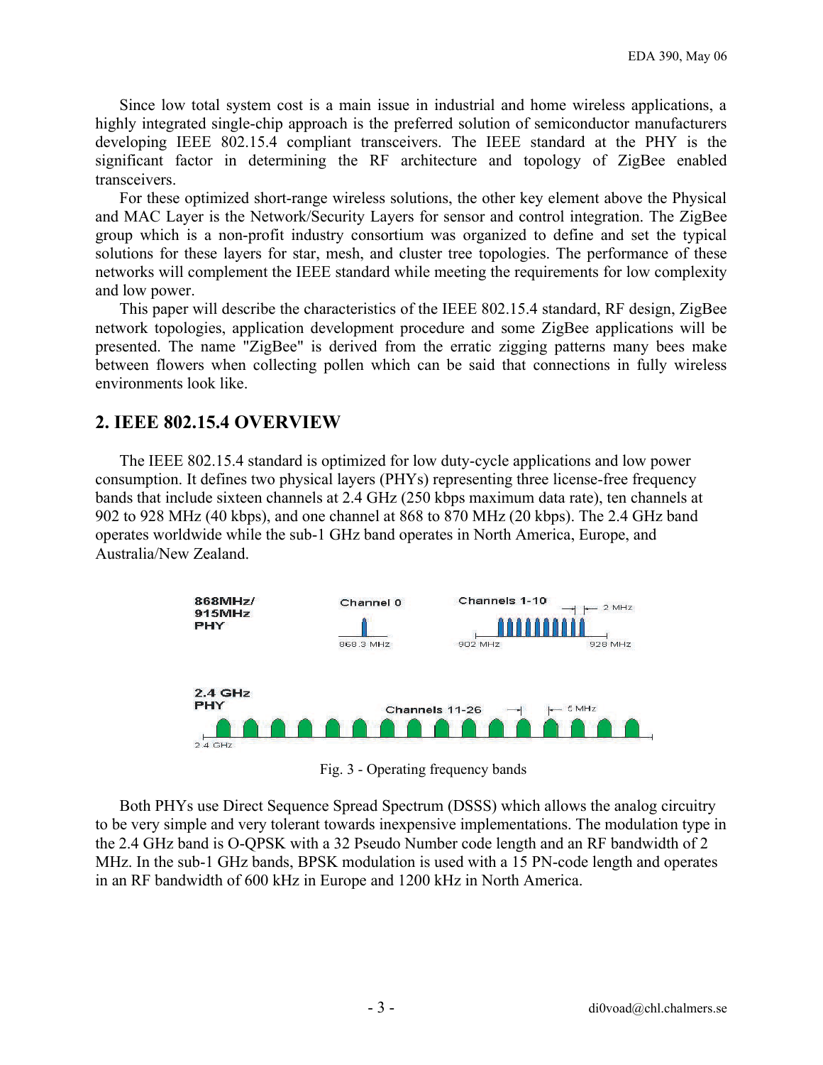Since low total system cost is a main issue in industrial and home wireless applications, a highly integrated single-chip approach is the preferred solution of semiconductor manufacturers developing IEEE 802.15.4 compliant transceivers. The IEEE standard at the PHY is the significant factor in determining the RF architecture and topology of ZigBee enabled transceivers.

For these optimized short-range wireless solutions, the other key element above the Physical and MAC Layer is the Network/Security Layers for sensor and control integration. The ZigBee group which is a non-profit industry consortium was organized to define and set the typical solutions for these layers for star, mesh, and cluster tree topologies. The performance of these networks will complement the IEEE standard while meeting the requirements for low complexity and low power.

This paper will describe the characteristics of the IEEE 802.15.4 standard, RF design, ZigBee network topologies, application development procedure and some ZigBee applications will be presented. The name "ZigBee" is derived from the erratic zigging patterns many bees make between flowers when collecting pollen which can be said that connections in fully wireless environments look like.

## 2. IEEE 802.15.4 OVERVIEW

The IEEE 802.15.4 standard is optimized for low duty-cycle applications and low power consumption. It defines two physical layers (PHYs) representing three license-free frequency bands that include sixteen channels at 2.4 GHz (250 kbps maximum data rate), ten channels at 902 to 928 MHz (40 kbps), and one channel at 868 to 870 MHz (20 kbps). The 2.4 GHz band operates worldwide while the sub-1 GHz band operates in North America, Europe, and Australia/New Zealand.

868MHz/
915MHz
PHY

Channel 0

868.3 MHz

Channels 1-10

2 MHz

902 MHz

928 MHz

2.4 GHz
PHY

Channels 11-26

5 MHz

2.4 GHz

Fig. 3 - Operating frequency bands

Both PHYs use Direct Sequence Spread Spectrum (DSSS) which allows the analog circuitry to be very simple and very tolerant towards inexpensive implementations. The modulation type in the 2.4 GHz band is O-QPSK with a 32 Pseudo Number code length and an RF bandwidth of 2 MHz. In the sub-1 GHz bands, BPSK modulation is used with a 15 PN-code length and operates in an RF bandwidth of 600 kHz in Europe and 1200 kHz in North America.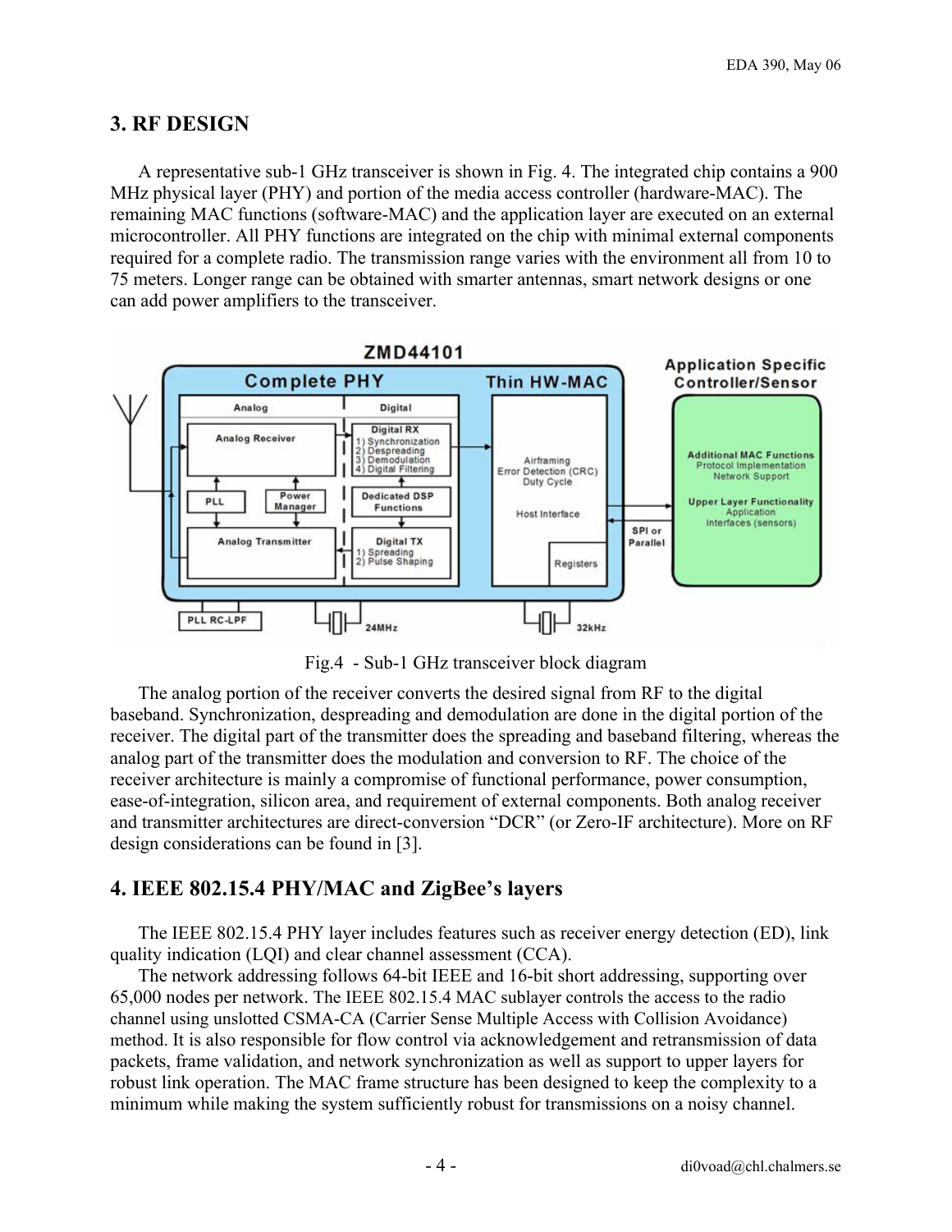## 3. RF DESIGN

A representative sub-1 GHz transceiver is shown in Fig. 4. The integrated chip contains a 900 MHz physical layer (PHY) and portion of the media access controller (hardware-MAC). The remaining MAC functions (software-MAC) and the application layer are executed on an external microcontroller. All PHY functions are integrated on the chip with minimal external components required for a complete radio. The transmission range varies with the environment all from 10 to 75 meters. Longer range can be obtained with smarter antennas, smart network designs or one can add power amplifiers to the transceiver.

ZMD44101

Complete PHY

Thin HW-MAC

Application Specific Controller/Sensor

Analog

Digital

Analog Receiver

Digital RX
1) Synchronization
2) Despreading
3) Demodulation
4) Digital Filtering

PLL

Power Manager

Dedicated DSP Functions

Analog Transmitter

Digital TX
1) Spreading
2) Pulse Shaping

Airframing
Error Detection (CRC)
Duty Cycle

Host Interface

Registers

SPI or Parallel

Additional MAC Functions
Protocol Implementation
Network Support

Upper Layer Functionality
Application
Interfaces (sensors)

PLL RC-LPF

24MHz

32kHz

Fig.4 - Sub-1 GHz transceiver block diagram

The analog portion of the receiver converts the desired signal from RF to the digital baseband. Synchronization, despreading and demodulation are done in the digital portion of the receiver. The digital part of the transmitter does the spreading and baseband filtering, whereas the analog part of the transmitter does the modulation and conversion to RF. The choice of the receiver architecture is mainly a compromise of functional performance, power consumption, ease-of-integration, silicon area, and requirement of external components. Both analog receiver and transmitter architectures are direct-conversion "DCR" (or Zero-IF architecture). More on RF design considerations can be found in [3].

## 4. IEEE 802.15.4 PHY/MAC and ZigBee's layers

The IEEE 802.15.4 PHY layer includes features such as receiver energy detection (ED), link quality indication (LQI) and clear channel assessment (CCA).

The network addressing follows 64-bit IEEE and 16-bit short addressing, supporting over 65,000 nodes per network. The IEEE 802.15.4 MAC sublayer controls the access to the radio channel using unslotted CSMA-CA (Carrier Sense Multiple Access with Collision Avoidance) method. It is also responsible for flow control via acknowledgement and retransmission of data packets, frame validation, and network synchronization as well as support to upper layers for robust link operation. The MAC frame structure has been designed to keep the complexity to a minimum while making the system sufficiently robust for transmissions on a noisy channel.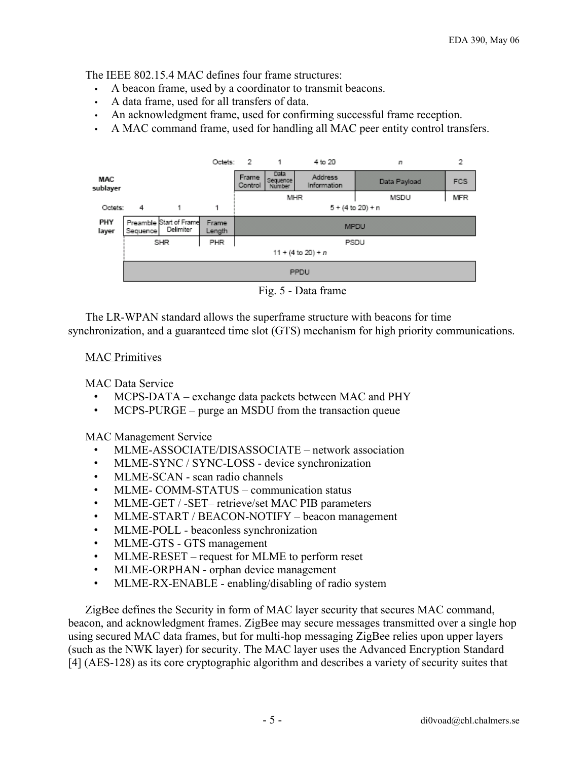The IEEE 802.15.4 MAC defines four frame structures:

- A beacon frame, used by a coordinator to transmit beacons.
- A data frame, used for all transfers of data.
- An acknowledgment frame, used for confirming successful frame reception.
- A MAC command frame, used for handling all MAC peer entity control transfers.

MAC sublayer
Octets: 2 | 1 | 4 to 20 | n | 2
Frame Control | Data Sequence Number | Address Information | Data Payload | FCS
MHR | MSDU | MFR
Octets: 4 | 1 | 1 | 5 + (4 to 20) + n
PHY layer
Preamble Sequence | Start of Frame Delimiter | Frame Length | MPDU
SHR | PHR | PSDU
11 + (4 to 20) + n
PPDU

Fig. 5 - Data frame

The LR-WPAN standard allows the superframe structure with beacons for time synchronization, and a guaranteed time slot (GTS) mechanism for high priority communications.

MAC Primitives

MAC Data Service

- MCPS-DATA – exchange data packets between MAC and PHY
- MCPS-PURGE – purge an MSDU from the transaction queue

MAC Management Service

- MLME-ASSOCIATE/DISASSOCIATE – network association
- MLME-SYNC / SYNC-LOSS - device synchronization
- MLME-SCAN - scan radio channels
- MLME- COMM-STATUS – communication status
- MLME-GET / -SET– retrieve/set MAC PIB parameters
- MLME-START / BEACON-NOTIFY – beacon management
- MLME-POLL - beaconless synchronization
- MLME-GTS - GTS management
- MLME-RESET – request for MLME to perform reset
- MLME-ORPHAN - orphan device management
- MLME-RX-ENABLE - enabling/disabling of radio system

ZigBee defines the Security in form of MAC layer security that secures MAC command, beacon, and acknowledgment frames. ZigBee may secure messages transmitted over a single hop using secured MAC data frames, but for multi-hop messaging ZigBee relies upon upper layers (such as the NWK layer) for security. The MAC layer uses the Advanced Encryption Standard [4] (AES-128) as its core cryptographic algorithm and describes a variety of security suites that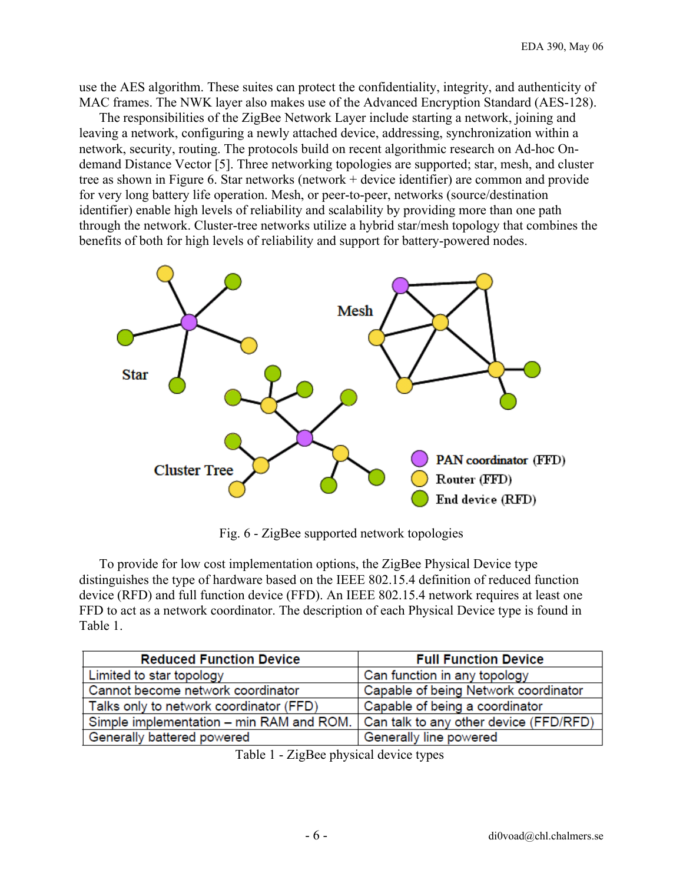use the AES algorithm. These suites can protect the confidentiality, integrity, and authenticity of MAC frames. The NWK layer also makes use of the Advanced Encryption Standard (AES-128).

The responsibilities of the ZigBee Network Layer include starting a network, joining and leaving a network, configuring a newly attached device, addressing, synchronization within a network, security, routing. The protocols build on recent algorithmic research on Ad-hoc On-demand Distance Vector [5]. Three networking topologies are supported; star, mesh, and cluster tree as shown in Figure 6. Star networks (network + device identifier) are common and provide for very long battery life operation. Mesh, or peer-to-peer, networks (source/destination identifier) enable high levels of reliability and scalability by providing more than one path through the network. Cluster-tree networks utilize a hybrid star/mesh topology that combines the benefits of both for high levels of reliability and support for battery-powered nodes.

Star

Mesh

Cluster Tree

PAN coordinator (FFD)
Router (FFD)
End device (RFD)

Fig. 6 - ZigBee supported network topologies

To provide for low cost implementation options, the ZigBee Physical Device type distinguishes the type of hardware based on the IEEE 802.15.4 definition of reduced function device (RFD) and full function device (FFD). An IEEE 802.15.4 network requires at least one FFD to act as a network coordinator. The description of each Physical Device type is found in Table 1.

| Reduced Function Device | Full Function Device |
|---|---|
| Limited to star topology | Can function in any topology |
| Cannot become network coordinator | Capable of being Network coordinator |
| Talks only to network coordinator (FFD) | Capable of being a coordinator |
| Simple implementation – min RAM and ROM. | Can talk to any other device (FFD/RFD) |
| Generally battered powered | Generally line powered |

Table 1 - ZigBee physical device types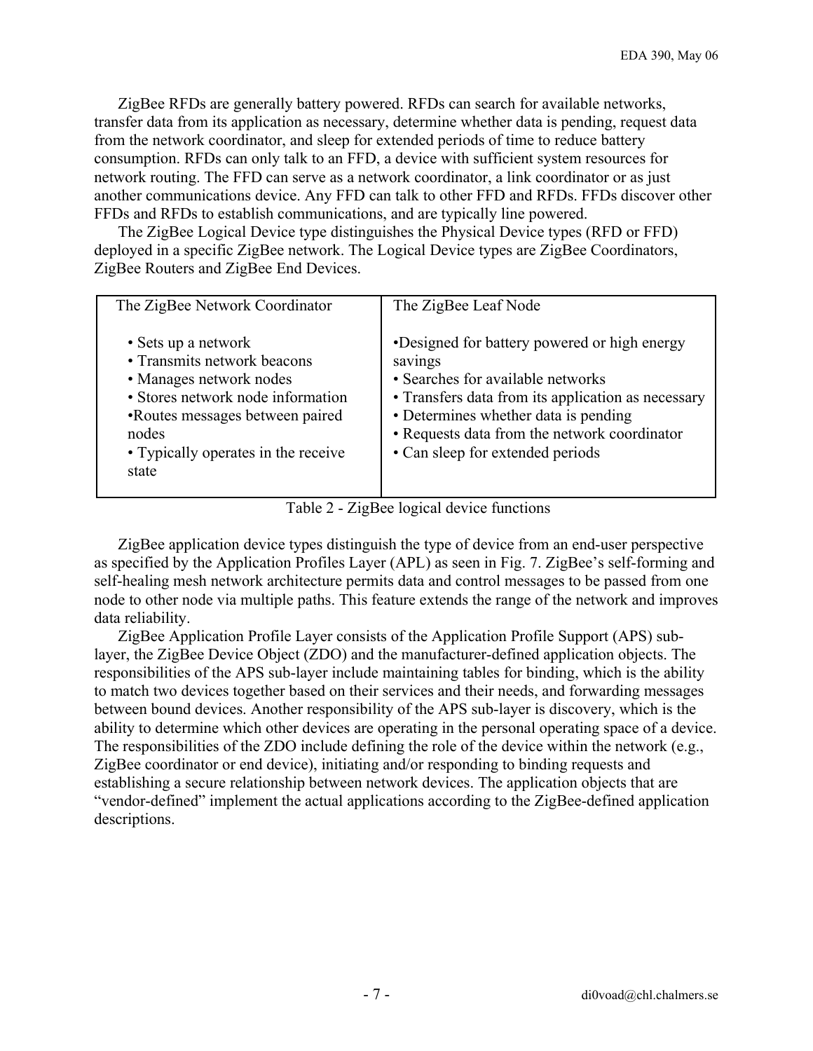ZigBee RFDs are generally battery powered. RFDs can search for available networks, transfer data from its application as necessary, determine whether data is pending, request data from the network coordinator, and sleep for extended periods of time to reduce battery consumption. RFDs can only talk to an FFD, a device with sufficient system resources for network routing. The FFD can serve as a network coordinator, a link coordinator or as just another communications device. Any FFD can talk to other FFD and RFDs. FFDs discover other FFDs and RFDs to establish communications, and are typically line powered.

The ZigBee Logical Device type distinguishes the Physical Device types (RFD or FFD) deployed in a specific ZigBee network. The Logical Device types are ZigBee Coordinators, ZigBee Routers and ZigBee End Devices.

| The ZigBee Network Coordinator | The ZigBee Leaf Node |
|---|---|
| • Sets up a network<br>• Transmits network beacons<br>• Manages network nodes<br>• Stores network node information<br>•Routes messages between paired nodes<br>• Typically operates in the receive state | •Designed for battery powered or high energy savings<br>• Searches for available networks<br>• Transfers data from its application as necessary<br>• Determines whether data is pending<br>• Requests data from the network coordinator<br>• Can sleep for extended periods |

Table 2 - ZigBee logical device functions

ZigBee application device types distinguish the type of device from an end-user perspective as specified by the Application Profiles Layer (APL) as seen in Fig. 7. ZigBee's self-forming and self-healing mesh network architecture permits data and control messages to be passed from one node to other node via multiple paths. This feature extends the range of the network and improves data reliability.

ZigBee Application Profile Layer consists of the Application Profile Support (APS) sub-layer, the ZigBee Device Object (ZDO) and the manufacturer-defined application objects. The responsibilities of the APS sub-layer include maintaining tables for binding, which is the ability to match two devices together based on their services and their needs, and forwarding messages between bound devices. Another responsibility of the APS sub-layer is discovery, which is the ability to determine which other devices are operating in the personal operating space of a device. The responsibilities of the ZDO include defining the role of the device within the network (e.g., ZigBee coordinator or end device), initiating and/or responding to binding requests and establishing a secure relationship between network devices. The application objects that are "vendor-defined" implement the actual applications according to the ZigBee-defined application descriptions.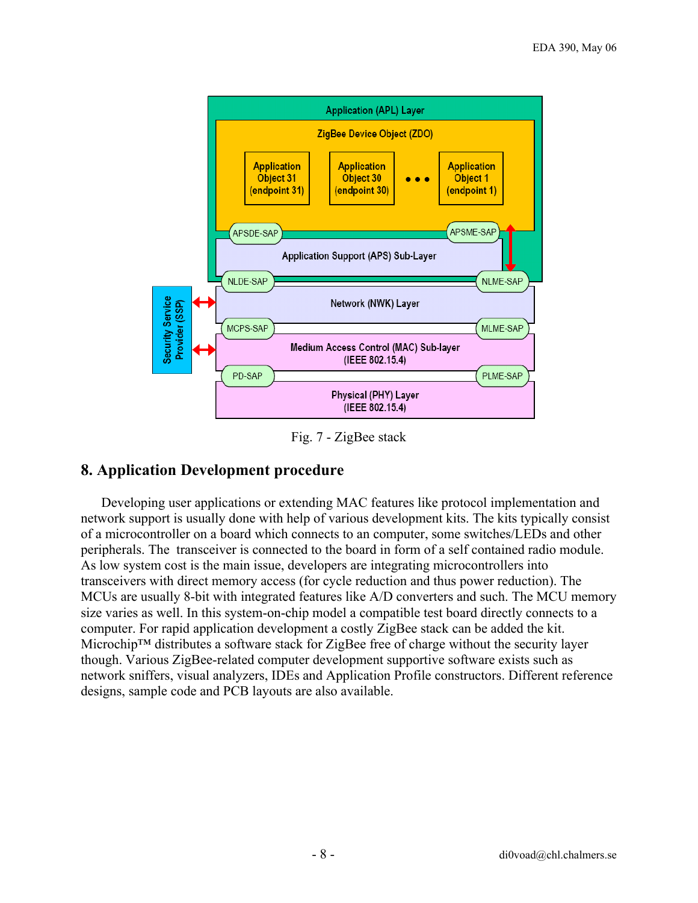Application (APL) Layer

ZigBee Device Object (ZDO)

Application Object 31 (endpoint 31)

Application Object 30 (endpoint 30)

• • •

Application Object 1 (endpoint 1)

APSDE-SAP

APSME-SAP

Application Support (APS) Sub-Layer

NLDE-SAP

NLME-SAP

Security Service Provider (SSP)

Network (NWK) Layer

MCPS-SAP

MLME-SAP

Medium Access Control (MAC) Sub-layer (IEEE 802.15.4)

PD-SAP

PLME-SAP

Physical (PHY) Layer (IEEE 802.15.4)

Fig. 7 - ZigBee stack

## 8. Application Development procedure

Developing user applications or extending MAC features like protocol implementation and network support is usually done with help of various development kits. The kits typically consist of a microcontroller on a board which connects to an computer, some switches/LEDs and other peripherals. The transceiver is connected to the board in form of a self contained radio module. As low system cost is the main issue, developers are integrating microcontrollers into transceivers with direct memory access (for cycle reduction and thus power reduction). The MCUs are usually 8-bit with integrated features like A/D converters and such. The MCU memory size varies as well. In this system-on-chip model a compatible test board directly connects to a computer. For rapid application development a costly ZigBee stack can be added the kit. Microchip™ distributes a software stack for ZigBee free of charge without the security layer though. Various ZigBee-related computer development supportive software exists such as network sniffers, visual analyzers, IDEs and Application Profile constructors. Different reference designs, sample code and PCB layouts are also available.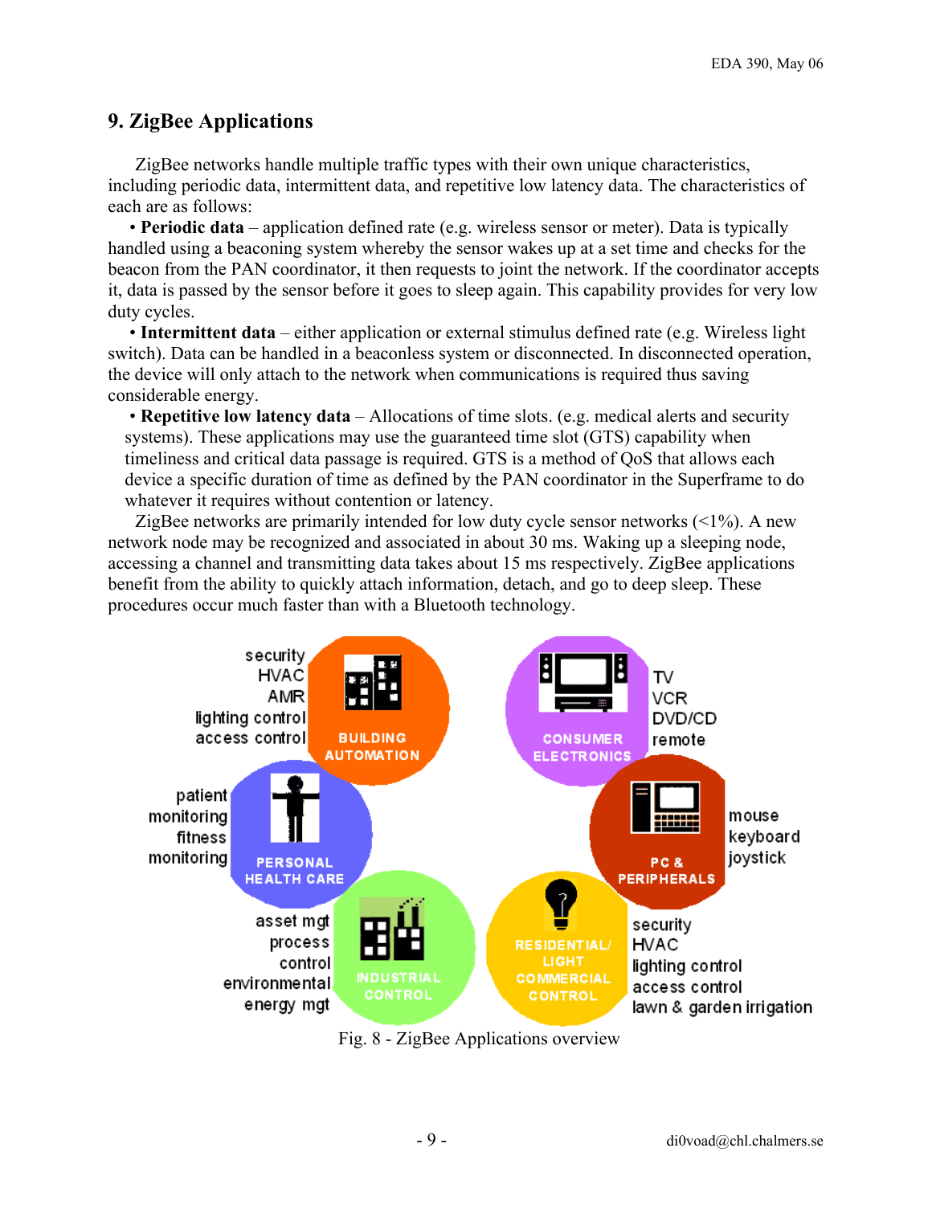## 9. ZigBee Applications

ZigBee networks handle multiple traffic types with their own unique characteristics, including periodic data, intermittent data, and repetitive low latency data. The characteristics of each are as follows:

- **Periodic data** – application defined rate (e.g. wireless sensor or meter). Data is typically handled using a beaconing system whereby the sensor wakes up at a set time and checks for the beacon from the PAN coordinator, it then requests to joint the network. If the coordinator accepts it, data is passed by the sensor before it goes to sleep again. This capability provides for very low duty cycles.
- **Intermittent data** – either application or external stimulus defined rate (e.g. Wireless light switch). Data can be handled in a beaconless system or disconnected. In disconnected operation, the device will only attach to the network when communications is required thus saving considerable energy.
- **Repetitive low latency data** – Allocations of time slots. (e.g. medical alerts and security systems). These applications may use the guaranteed time slot (GTS) capability when timeliness and critical data passage is required. GTS is a method of QoS that allows each device a specific duration of time as defined by the PAN coordinator in the Superframe to do whatever it requires without contention or latency.

ZigBee networks are primarily intended for low duty cycle sensor networks (<1%). A new network node may be recognized and associated in about 30 ms. Waking up a sleeping node, accessing a channel and transmitting data takes about 15 ms respectively. ZigBee applications benefit from the ability to quickly attach information, detach, and go to deep sleep. These procedures occur much faster than with a Bluetooth technology.

BUILDING AUTOMATION
security
HVAC
AMR
lighting control
access control

CONSUMER ELECTRONICS
TV
VCR
DVD/CD
remote

PERSONAL HEALTH CARE
patient monitoring
fitness monitoring

PC & PERIPHERALS
mouse
keyboard
joystick

INDUSTRIAL CONTROL
asset mgt
process control
environmental
energy mgt

RESIDENTIAL/ LIGHT COMMERCIAL CONTROL
security
HVAC
lighting control
access control
lawn & garden irrigation

Fig. 8 - ZigBee Applications overview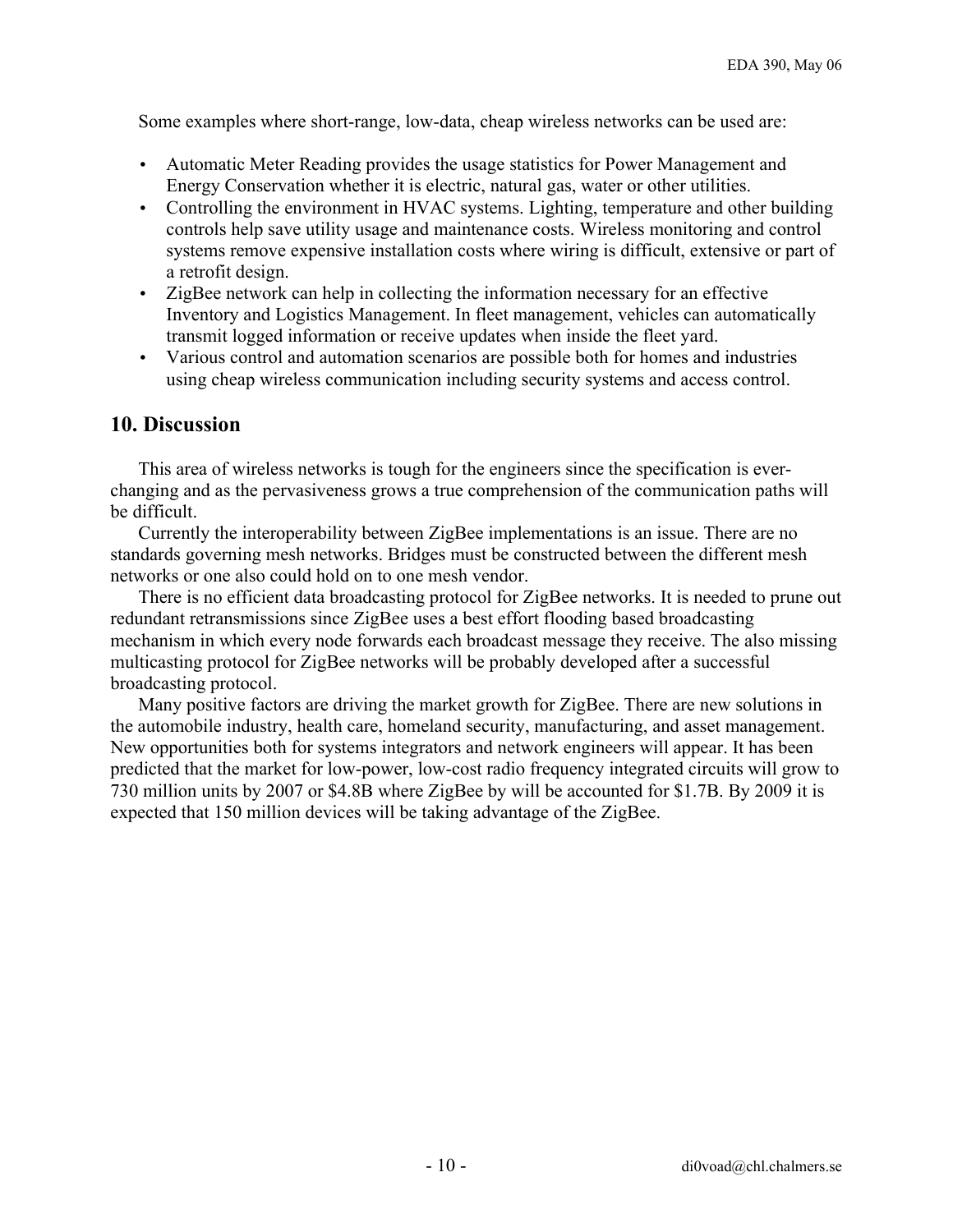Some examples where short-range, low-data, cheap wireless networks can be used are:

- Automatic Meter Reading provides the usage statistics for Power Management and Energy Conservation whether it is electric, natural gas, water or other utilities.
- Controlling the environment in HVAC systems. Lighting, temperature and other building controls help save utility usage and maintenance costs. Wireless monitoring and control systems remove expensive installation costs where wiring is difficult, extensive or part of a retrofit design.
- ZigBee network can help in collecting the information necessary for an effective Inventory and Logistics Management. In fleet management, vehicles can automatically transmit logged information or receive updates when inside the fleet yard.
- Various control and automation scenarios are possible both for homes and industries using cheap wireless communication including security systems and access control.

## 10. Discussion

This area of wireless networks is tough for the engineers since the specification is ever-changing and as the pervasiveness grows a true comprehension of the communication paths will be difficult.

Currently the interoperability between ZigBee implementations is an issue. There are no standards governing mesh networks. Bridges must be constructed between the different mesh networks or one also could hold on to one mesh vendor.

There is no efficient data broadcasting protocol for ZigBee networks. It is needed to prune out redundant retransmissions since ZigBee uses a best effort flooding based broadcasting mechanism in which every node forwards each broadcast message they receive. The also missing multicasting protocol for ZigBee networks will be probably developed after a successful broadcasting protocol.

Many positive factors are driving the market growth for ZigBee. There are new solutions in the automobile industry, health care, homeland security, manufacturing, and asset management. New opportunities both for systems integrators and network engineers will appear. It has been predicted that the market for low-power, low-cost radio frequency integrated circuits will grow to 730 million units by 2007 or $4.8B where ZigBee by will be accounted for $1.7B. By 2009 it is expected that 150 million devices will be taking advantage of the ZigBee.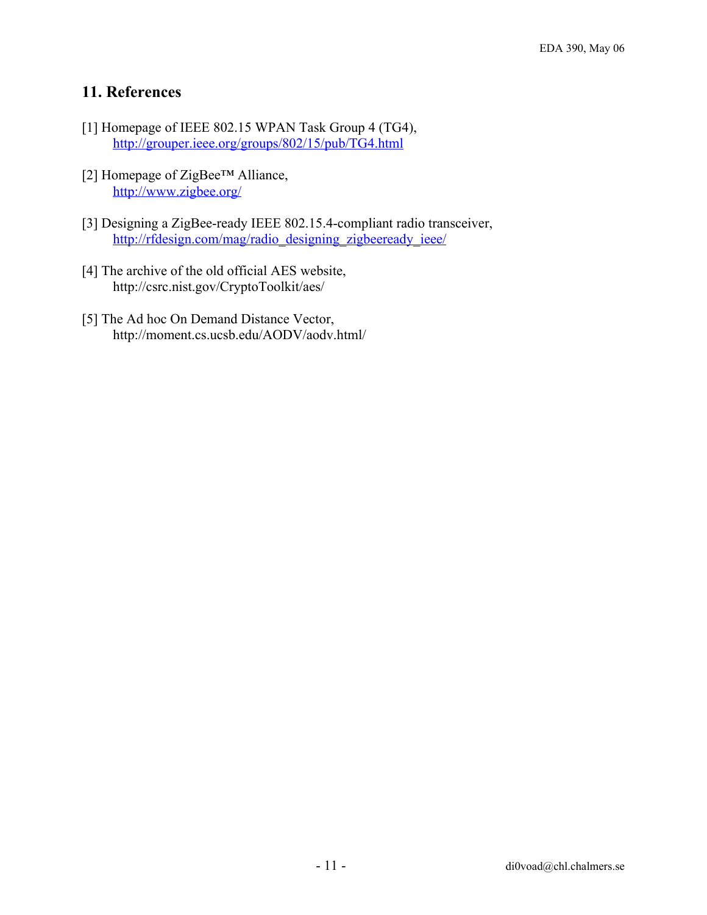## 11. References

[1] Homepage of IEEE 802.15 WPAN Task Group 4 (TG4),
http://grouper.ieee.org/groups/802/15/pub/TG4.html

[2] Homepage of ZigBee™ Alliance,
http://www.zigbee.org/

[3] Designing a ZigBee-ready IEEE 802.15.4-compliant radio transceiver,
http://rfdesign.com/mag/radio_designing_zigbeeready_ieee/

[4] The archive of the old official AES website,
http://csrc.nist.gov/CryptoToolkit/aes/

[5] The Ad hoc On Demand Distance Vector,
http://moment.cs.ucsb.edu/AODV/aodv.html/